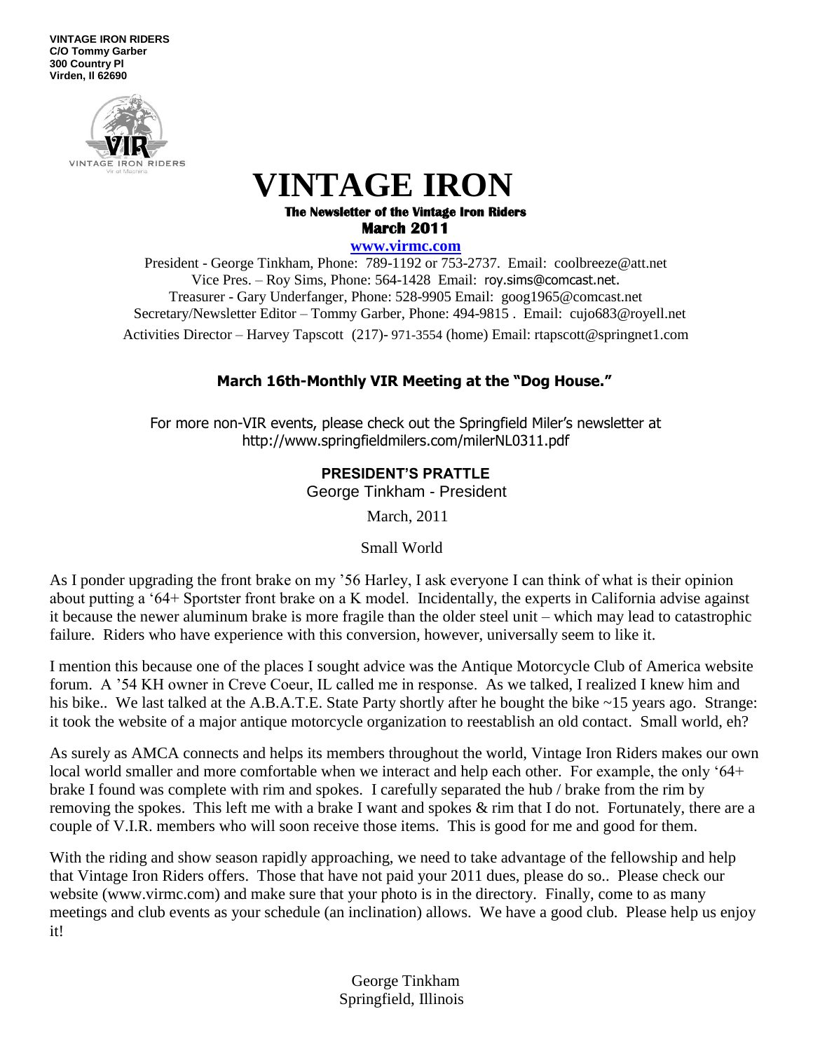**VINTAGE IRON RIDERS**
**C/O Tommy Garber**
**300 Country Pl**
**Virden, Il 62690**

# VINTAGE IRON

**The Newsletter of the Vintage Iron Riders**
**March 2011**

**www.virmc.com**

President - George Tinkham, Phone: 789-1192 or 753-2737. Email: coolbreeze@att.net
Vice Pres. – Roy Sims, Phone: 564-1428 Email: roy.sims@comcast.net.
Treasurer - Gary Underfanger, Phone: 528-9905 Email: goog1965@comcast.net
Secretary/Newsletter Editor – Tommy Garber, Phone: 494-9815 . Email: cujo683@royell.net
Activities Director – Harvey Tapscott (217)- 971-3554 (home) Email: rtapscott@springnet1.com

**March 16th-Monthly VIR Meeting at the "Dog House."**

For more non-VIR events, please check out the Springfield Miler's newsletter at http://www.springfieldmilers.com/milerNL0311.pdf

## PRESIDENT'S PRATTLE

George Tinkham - President

March, 2011

Small World

As I ponder upgrading the front brake on my '56 Harley, I ask everyone I can think of what is their opinion about putting a '64+ Sportster front brake on a K model. Incidentally, the experts in California advise against it because the newer aluminum brake is more fragile than the older steel unit – which may lead to catastrophic failure. Riders who have experience with this conversion, however, universally seem to like it.

I mention this because one of the places I sought advice was the Antique Motorcycle Club of America website forum. A '54 KH owner in Creve Coeur, IL called me in response. As we talked, I realized I knew him and his bike.. We last talked at the A.B.A.T.E. State Party shortly after he bought the bike ~15 years ago. Strange: it took the website of a major antique motorcycle organization to reestablish an old contact. Small world, eh?

As surely as AMCA connects and helps its members throughout the world, Vintage Iron Riders makes our own local world smaller and more comfortable when we interact and help each other. For example, the only '64+ brake I found was complete with rim and spokes. I carefully separated the hub / brake from the rim by removing the spokes. This left me with a brake I want and spokes & rim that I do not. Fortunately, there are a couple of V.I.R. members who will soon receive those items. This is good for me and good for them.

With the riding and show season rapidly approaching, we need to take advantage of the fellowship and help that Vintage Iron Riders offers. Those that have not paid your 2011 dues, please do so.. Please check our website (www.virmc.com) and make sure that your photo is in the directory. Finally, come to as many meetings and club events as your schedule (an inclination) allows. We have a good club. Please help us enjoy it!

George Tinkham
Springfield, Illinois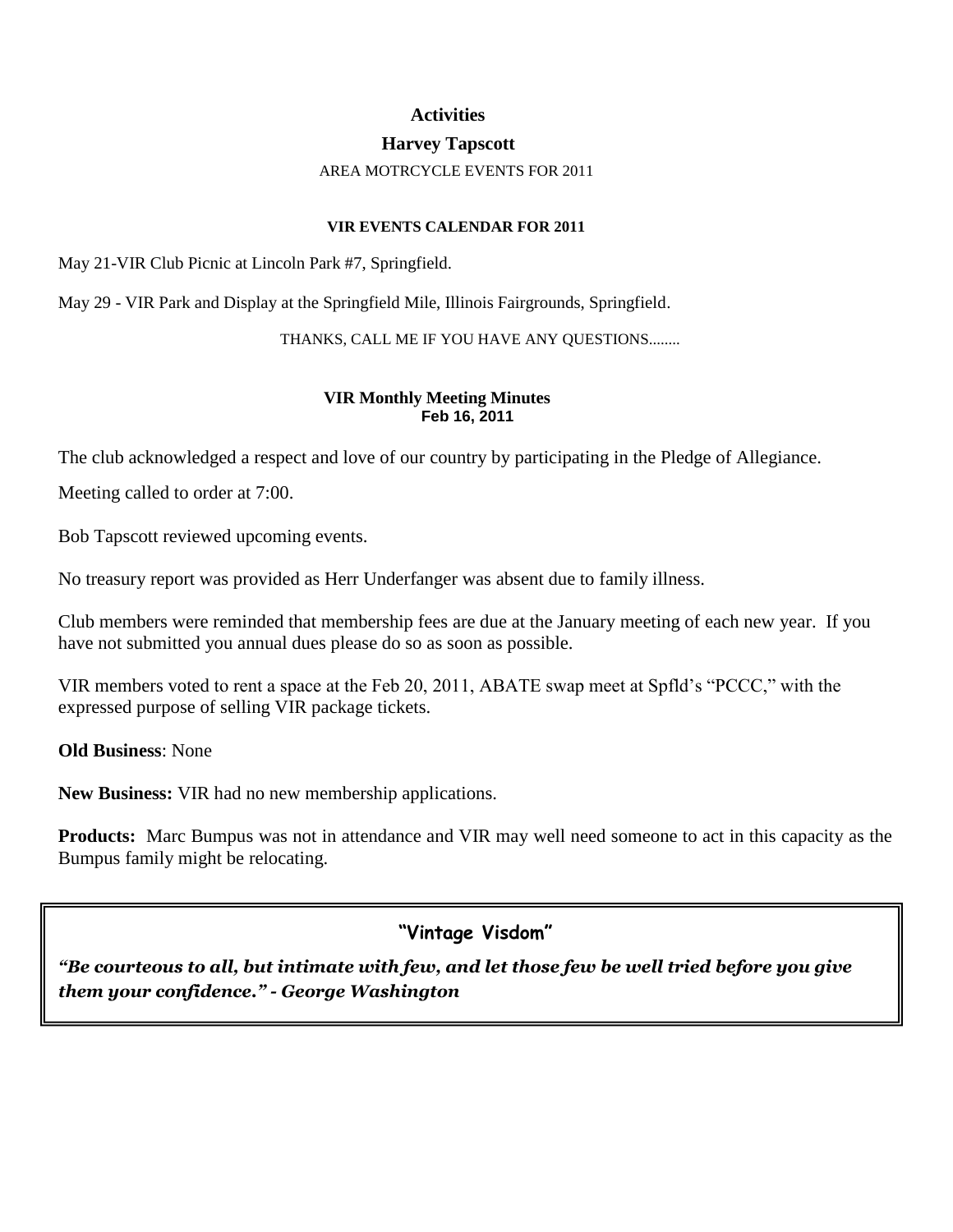## Activities

### Harvey Tapscott

AREA MOTRCYCLE EVENTS FOR 2011

**VIR EVENTS CALENDAR FOR 2011**

May 21-VIR Club Picnic at Lincoln Park #7, Springfield.

May 29 - VIR Park and Display at the Springfield Mile, Illinois Fairgrounds, Springfield.

THANKS, CALL ME IF YOU HAVE ANY QUESTIONS........

**VIR Monthly Meeting Minutes**
**Feb 16, 2011**

The club acknowledged a respect and love of our country by participating in the Pledge of Allegiance.

Meeting called to order at 7:00.

Bob Tapscott reviewed upcoming events.

No treasury report was provided as Herr Underfanger was absent due to family illness.

Club members were reminded that membership fees are due at the January meeting of each new year. If you have not submitted you annual dues please do so as soon as possible.

VIR members voted to rent a space at the Feb 20, 2011, ABATE swap meet at Spfld's "PCCC," with the expressed purpose of selling VIR package tickets.

**Old Business**: None

**New Business:** VIR had no new membership applications.

**Products:** Marc Bumpus was not in attendance and VIR may well need someone to act in this capacity as the Bumpus family might be relocating.

---

**"Vintage Visdom"**

***"Be courteous to all, but intimate with few, and let those few be well tried before you give them your confidence." - George Washington***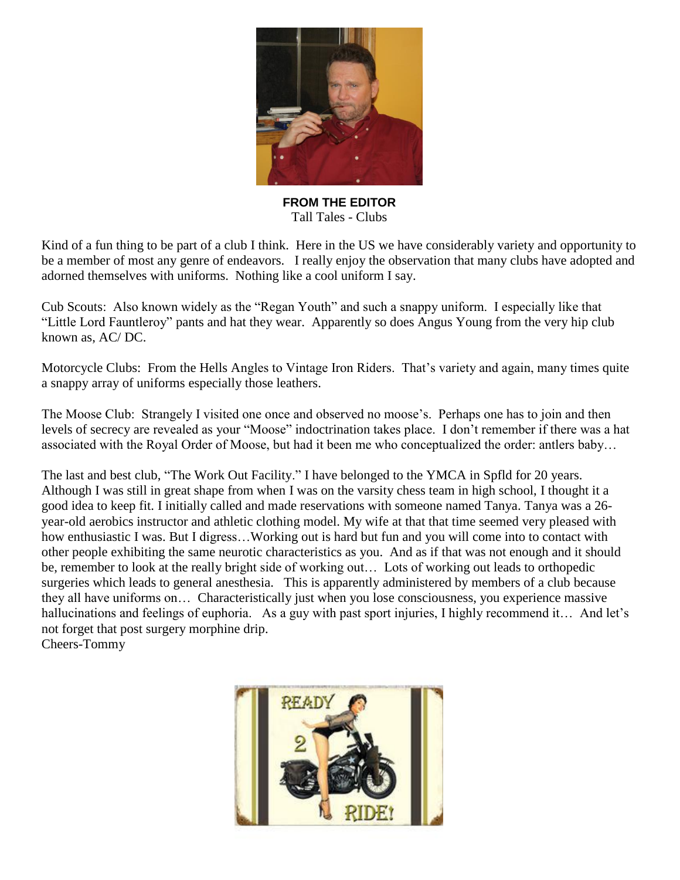**FROM THE EDITOR**
Tall Tales - Clubs

Kind of a fun thing to be part of a club I think. Here in the US we have considerably variety and opportunity to be a member of most any genre of endeavors. I really enjoy the observation that many clubs have adopted and adorned themselves with uniforms. Nothing like a cool uniform I say.

Cub Scouts: Also known widely as the "Regan Youth" and such a snappy uniform. I especially like that "Little Lord Fauntleroy" pants and hat they wear. Apparently so does Angus Young from the very hip club known as, AC/ DC.

Motorcycle Clubs: From the Hells Angles to Vintage Iron Riders. That's variety and again, many times quite a snappy array of uniforms especially those leathers.

The Moose Club: Strangely I visited one once and observed no moose's. Perhaps one has to join and then levels of secrecy are revealed as your "Moose" indoctrination takes place. I don't remember if there was a hat associated with the Royal Order of Moose, but had it been me who conceptualized the order: antlers baby…

The last and best club, "The Work Out Facility." I have belonged to the YMCA in Spfld for 20 years. Although I was still in great shape from when I was on the varsity chess team in high school, I thought it a good idea to keep fit. I initially called and made reservations with someone named Tanya. Tanya was a 26-year-old aerobics instructor and athletic clothing model. My wife at that that time seemed very pleased with how enthusiastic I was. But I digress…Working out is hard but fun and you will come into to contact with other people exhibiting the same neurotic characteristics as you. And as if that was not enough and it should be, remember to look at the really bright side of working out… Lots of working out leads to orthopedic surgeries which leads to general anesthesia. This is apparently administered by members of a club because they all have uniforms on… Characteristically just when you lose consciousness, you experience massive hallucinations and feelings of euphoria. As a guy with past sport injuries, I highly recommend it… And let's not forget that post surgery morphine drip.
Cheers-Tommy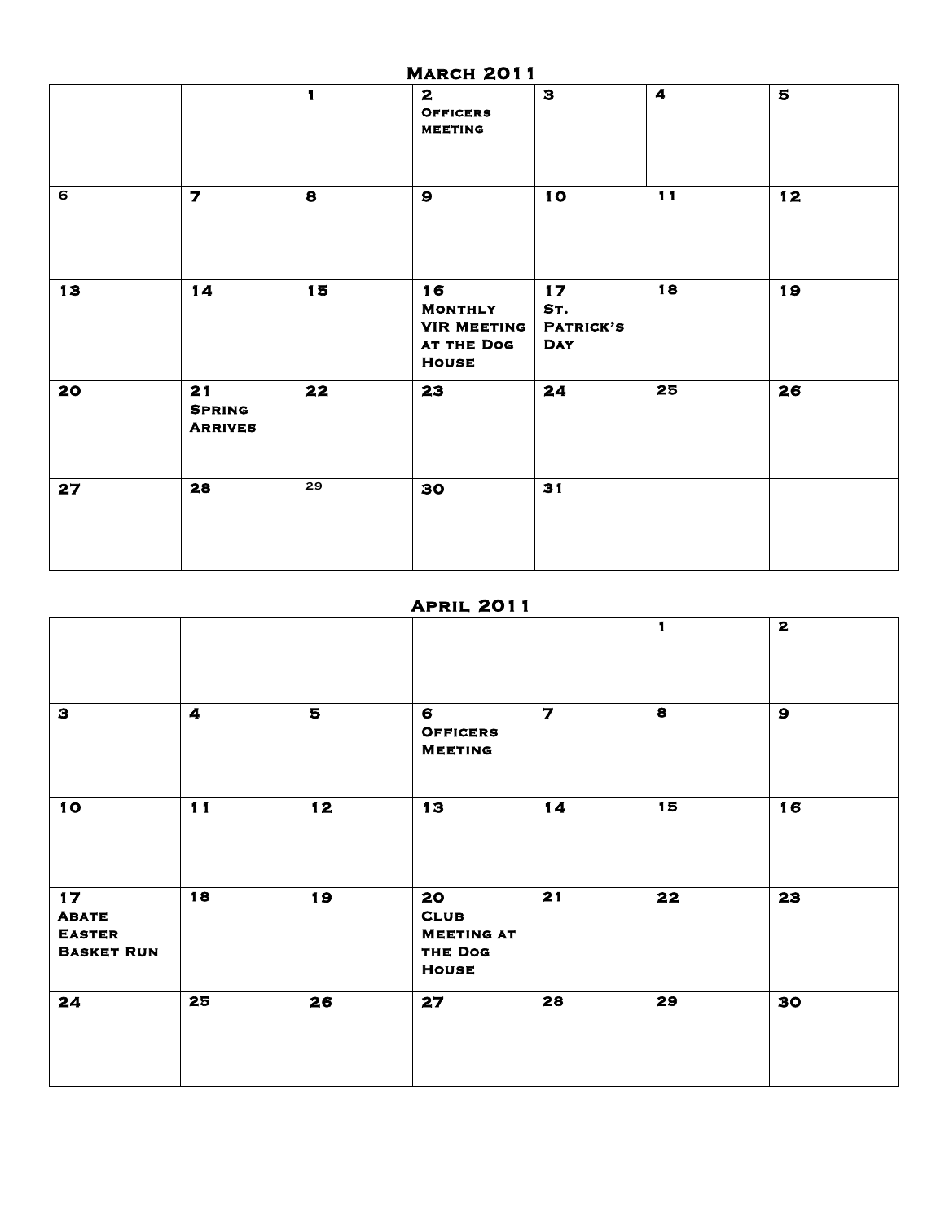## March 2011

| | | | | | | |
|---|---|---|---|---|---|---|
| | | 1 | 2 Officers meeting | 3 | 4 | 5 |
| 6 | 7 | 8 | 9 | 10 | 11 | 12 |
| 13 | 14 | 15 | 16 Monthly VIR Meeting at the Dog House | 17 St. Patrick's Day | 18 | 19 |
| 20 | 21 Spring Arrives | 22 | 23 | 24 | 25 | 26 |
| 27 | 28 | 29 | 30 | 31 | | |

## April 2011

| | | | | | | |
|---|---|---|---|---|---|---|
| | | | | | 1 | 2 |
| 3 | 4 | 5 | 6 Officers Meeting | 7 | 8 | 9 |
| 10 | 11 | 12 | 13 | 14 | 15 | 16 |
| 17 Abate Easter Basket Run | 18 | 19 | 20 Club Meeting at the Dog House | 21 | 22 | 23 |
| 24 | 25 | 26 | 27 | 28 | 29 | 30 |